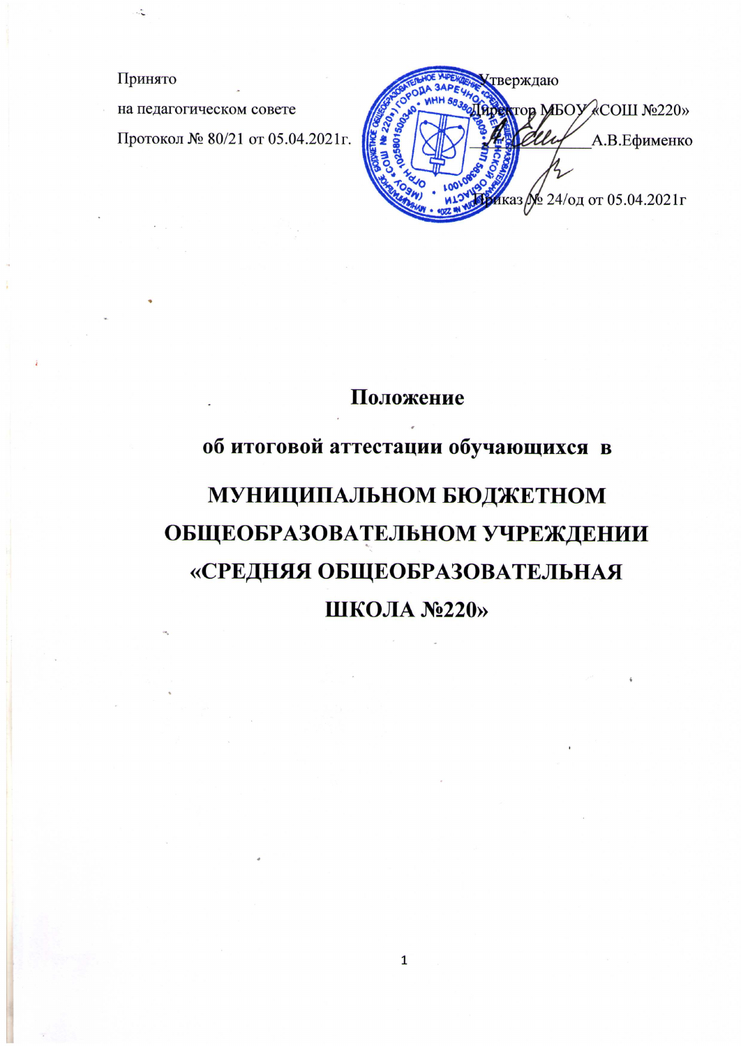Принято

на педагогическом совете

Протокол № 80/21 от 05.04.2021г.

Утверждаю

Директор МБОУ «СОШ №220»

_____________А.В.Ефименко

Приказ № 24/од от 05.04.2021г

# Положение

## об итоговой аттестации обучающихся в

# МУНИЦИПАЛЬНОМ БЮДЖЕТНОМ ОБЩЕОБРАЗОВАТЕЛЬНОМ УЧРЕЖДЕНИИ «СРЕДНЯЯ ОБЩЕОБРАЗОВАТЕЛЬНАЯ ШКОЛА №220»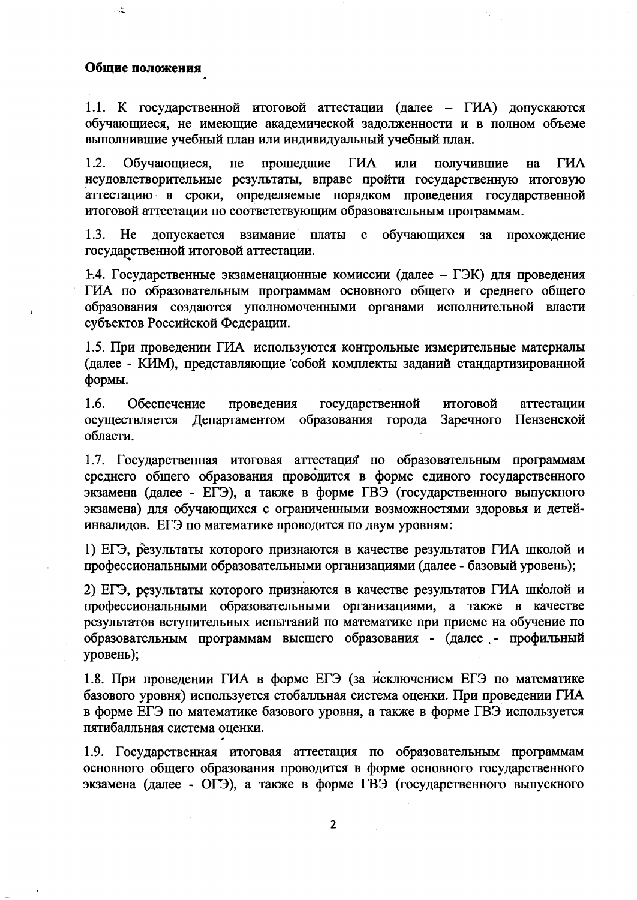**Общие положения**

1.1. К государственной итоговой аттестации (далее – ГИА) допускаются обучающиеся, не имеющие академической задолженности и в полном объеме выполнившие учебный план или индивидуальный учебный план.

1.2. Обучающиеся, не прошедшие ГИА или получившие на ГИА неудовлетворительные результаты, вправе пройти государственную итоговую аттестацию в сроки, определяемые порядком проведения государственной итоговой аттестации по соответствующим образовательным программам.

1.3. Не допускается взимание платы с обучающихся за прохождение государственной итоговой аттестации.

1.4. Государственные экзаменационные комиссии (далее – ГЭК) для проведения ГИА по образовательным программам основного общего и среднего общего образования создаются уполномоченными органами исполнительной власти субъектов Российской Федерации.

1.5. При проведении ГИА используются контрольные измерительные материалы (далее - КИМ), представляющие собой комплекты заданий стандартизированной формы.

1.6. Обеспечение проведения государственной итоговой аттестации осуществляется Департаментом образования города Заречного Пензенской области.

1.7. Государственная итоговая аттестация по образовательным программам среднего общего образования проводится в форме единого государственного экзамена (далее - ЕГЭ), а также в форме ГВЭ (государственного выпускного экзамена) для обучающихся с ограниченными возможностями здоровья и детей-инвалидов. ЕГЭ по математике проводится по двум уровням:

1) ЕГЭ, результаты которого признаются в качестве результатов ГИА школой и профессиональными образовательными организациями (далее - базовый уровень);

2) ЕГЭ, результаты которого признаются в качестве результатов ГИА школой и профессиональными образовательными организациями, а также в качестве результатов вступительных испытаний по математике при приеме на обучение по образовательным программам высшего образования - (далее - профильный уровень);

1.8. При проведении ГИА в форме ЕГЭ (за исключением ЕГЭ по математике базового уровня) используется стобалльная система оценки. При проведении ГИА в форме ЕГЭ по математике базового уровня, а также в форме ГВЭ используется пятибалльная система оценки.

1.9. Государственная итоговая аттестация по образовательным программам основного общего образования проводится в форме основного государственного экзамена (далее - ОГЭ), а также в форме ГВЭ (государственного выпускного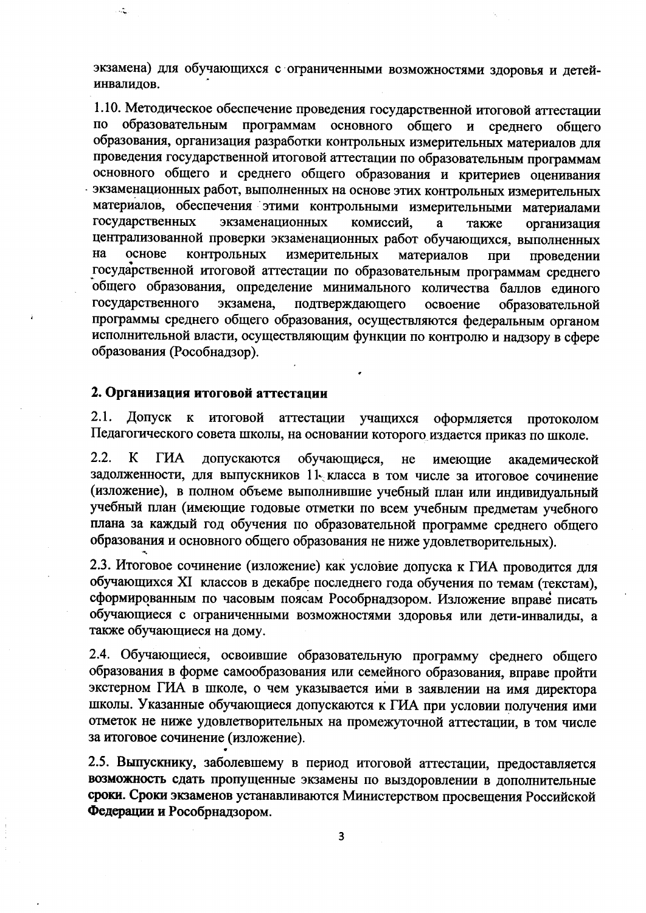экзамена) для обучающихся с ограниченными возможностями здоровья и детей-инвалидов.

1.10. Методическое обеспечение проведения государственной итоговой аттестации по образовательным программам основного общего и среднего общего образования, организация разработки контрольных измерительных материалов для проведения государственной итоговой аттестации по образовательным программам основного общего и среднего общего образования и критериев оценивания экзаменационных работ, выполненных на основе этих контрольных измерительных материалов, обеспечения этими контрольными измерительными материалами государственных экзаменационных комиссий, а также организация централизованной проверки экзаменационных работ обучающихся, выполненных на основе контрольных измерительных материалов при проведении государственной итоговой аттестации по образовательным программам среднего общего образования, определение минимального количества баллов единого государственного экзамена, подтверждающего освоение образовательной программы среднего общего образования, осуществляются федеральным органом исполнительной власти, осуществляющим функции по контролю и надзору в сфере образования (Рособнадзор).

## 2. Организация итоговой аттестации

2.1. Допуск к итоговой аттестации учащихся оформляется протоколом Педагогического совета школы, на основании которого издается приказ по школе.

2.2. К ГИА допускаются обучающиеся, не имеющие академической задолженности, для выпускников 11 класса в том числе за итоговое сочинение (изложение), в полном объеме выполнившие учебный план или индивидуальный учебный план (имеющие годовые отметки по всем учебным предметам учебного плана за каждый год обучения по образовательной программе среднего общего образования и основного общего образования не ниже удовлетворительных).

2.3. Итоговое сочинение (изложение) как условие допуска к ГИА проводится для обучающихся XI классов в декабре последнего года обучения по темам (текстам), сформированным по часовым поясам Рособрнадзором. Изложение вправе писать обучающиеся с ограниченными возможностями здоровья или дети-инвалиды, а также обучающиеся на дому.

2.4. Обучающиеся, освоившие образовательную программу среднего общего образования в форме самообразования или семейного образования, вправе пройти экстерном ГИА в школе, о чем указывается ими в заявлении на имя директора школы. Указанные обучающиеся допускаются к ГИА при условии получения ими отметок не ниже удовлетворительных на промежуточной аттестации, в том числе за итоговое сочинение (изложение).

2.5. Выпускнику, заболевшему в период итоговой аттестации, предоставляется **возможность** сдать пропущенные экзамены по выздоровлении в дополнительные **сроки. Сроки** экзаменов устанавливаются Министерством просвещения Российской **Федерации** и Рособрнадзором.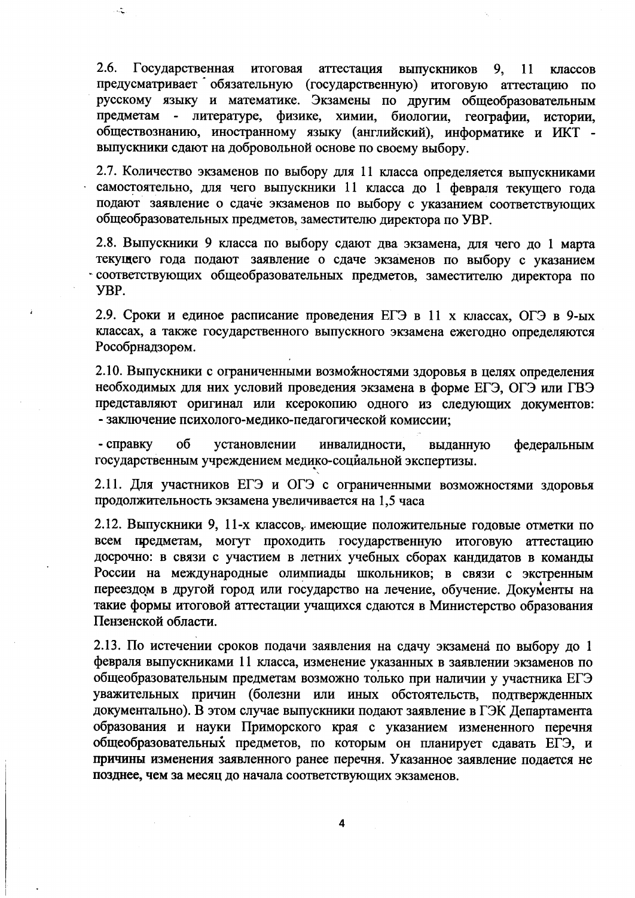2.6. Государственная итоговая аттестация выпускников 9, 11 классов предусматривает обязательную (государственную) итоговую аттестацию по русскому языку и математике. Экзамены по другим общеобразовательным предметам - литературе, физике, химии, биологии, географии, истории, обществознанию, иностранному языку (английский), информатике и ИКТ - выпускники сдают на добровольной основе по своему выбору.

2.7. Количество экзаменов по выбору для 11 класса определяется выпускниками самостоятельно, для чего выпускники 11 класса до 1 февраля текущего года подают заявление о сдаче экзаменов по выбору с указанием соответствующих общеобразовательных предметов, заместителю директора по УВР.

2.8. Выпускники 9 класса по выбору сдают два экзамена, для чего до 1 марта текущего года подают заявление о сдаче экзаменов по выбору с указанием соответствующих общеобразовательных предметов, заместителю директора по УВР.

2.9. Сроки и единое расписание проведения ЕГЭ в 11 х классах, ОГЭ в 9-ых классах, а также государственного выпускного экзамена ежегодно определяются Рособрнадзором.

2.10. Выпускники с ограниченными возможностями здоровья в целях определения необходимых для них условий проведения экзамена в форме ЕГЭ, ОГЭ или ГВЭ представляют оригинал или ксерокопию одного из следующих документов:
- заключение психолого-медико-педагогической комиссии;
- справку об установлении инвалидности, выданную федеральным государственным учреждением медико-социальной экспертизы.

2.11. Для участников ЕГЭ и ОГЭ с ограниченными возможностями здоровья продолжительность экзамена увеличивается на 1,5 часа

2.12. Выпускники 9, 11-х классов, имеющие положительные годовые отметки по всем предметам, могут проходить государственную итоговую аттестацию досрочно: в связи с участием в летних учебных сборах кандидатов в команды России на международные олимпиады школьников; в связи с экстренным переездом в другой город или государство на лечение, обучение. Документы на такие формы итоговой аттестации учащихся сдаются в Министерство образования Пензенской области.

2.13. По истечении сроков подачи заявления на сдачу экзамена по выбору до 1 февраля выпускниками 11 класса, изменение указанных в заявлении экзаменов по общеобразовательным предметам возможно только при наличии у участника ЕГЭ уважительных причин (болезни или иных обстоятельств, подтвержденных документально). В этом случае выпускники подают заявление в ГЭК Департамента образования и науки Приморского края с указанием измененного перечня общеобразовательных предметов, по которым он планирует сдавать ЕГЭ, и причины изменения заявленного ранее перечня. Указанное заявление подается не позднее, чем за месяц до начала соответствующих экзаменов.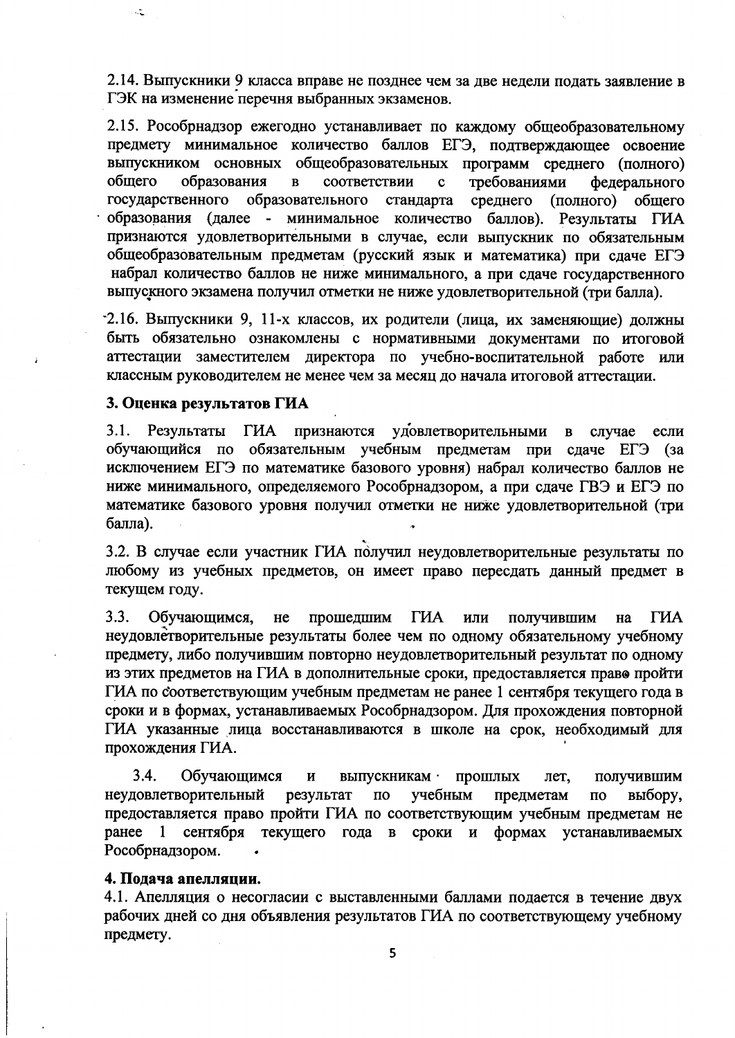2.14. Выпускники 9 класса вправе не позднее чем за две недели подать заявление в ГЭК на изменение перечня выбранных экзаменов.

2.15. Рособрнадзор ежегодно устанавливает по каждому общеобразовательному предмету минимальное количество баллов ЕГЭ, подтверждающее освоение выпускником основных общеобразовательных программ среднего (полного) общего образования в соответствии с требованиями федерального государственного образовательного стандарта среднего (полного) общего образования (далее - минимальное количество баллов). Результаты ГИА признаются удовлетворительными в случае, если выпускник по обязательным общеобразовательным предметам (русский язык и математика) при сдаче ЕГЭ набрал количество баллов не ниже минимального, а при сдаче государственного выпускного экзамена получил отметки не ниже удовлетворительной (три балла).

2.16. Выпускники 9, 11-х классов, их родители (лица, их заменяющие) должны быть обязательно ознакомлены с нормативными документами по итоговой аттестации заместителем директора по учебно-воспитательной работе или классным руководителем не менее чем за месяц до начала итоговой аттестации.

### 3. Оценка результатов ГИА

3.1. Результаты ГИА признаются удовлетворительными в случае если обучающийся по обязательным учебным предметам при сдаче ЕГЭ (за исключением ЕГЭ по математике базового уровня) набрал количество баллов не ниже минимального, определяемого Рособрнадзором, а при сдаче ГВЭ и ЕГЭ по математике базового уровня получил отметки не ниже удовлетворительной (три балла).

3.2. В случае если участник ГИА получил неудовлетворительные результаты по любому из учебных предметов, он имеет право пересдать данный предмет в текущем году.

3.3. Обучающимся, не прошедшим ГИА или получившим на ГИА неудовлетворительные результаты более чем по одному обязательному учебному предмету, либо получившим повторно неудовлетворительный результат по одному из этих предметов на ГИА в дополнительные сроки, предоставляется право пройти ГИА по соответствующим учебным предметам не ранее 1 сентября текущего года в сроки и в формах, устанавливаемых Рособрнадзором. Для прохождения повторной ГИА указанные лица восстанавливаются в школе на срок, необходимый для прохождения ГИА.

3.4. Обучающимся и выпускникам прошлых лет, получившим неудовлетворительный результат по учебным предметам по выбору, предоставляется право пройти ГИА по соответствующим учебным предметам не ранее 1 сентября текущего года в сроки и формах устанавливаемых Рособрнадзором.

### 4. Подача апелляции.

4.1. Апелляция о несогласии с выставленными баллами подается в течение двух рабочих дней со дня объявления результатов ГИА по соответствующему учебному предмету.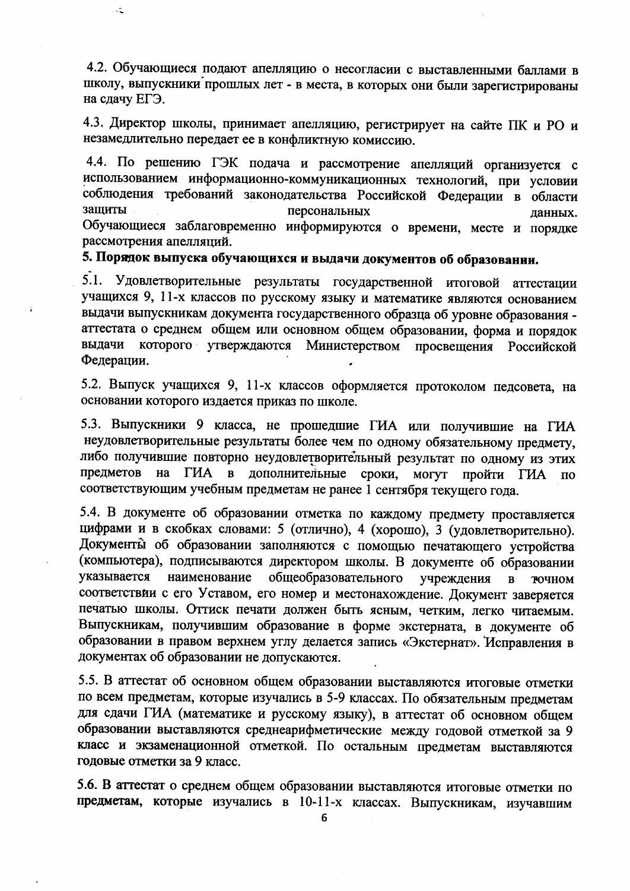4.2. Обучающиеся подают апелляцию о несогласии с выставленными баллами в школу, выпускники прошлых лет - в места, в которых они были зарегистрированы на сдачу ЕГЭ.

4.3. Директор школы, принимает апелляцию, регистрирует на сайте ПК и РО и незамедлительно передает ее в конфликтную комиссию.

4.4. По решению ГЭК подача и рассмотрение апелляций организуется с использованием информационно-коммуникационных технологий, при условии соблюдения требований законодательства Российской Федерации в области защиты персональных данных. Обучающиеся заблаговременно информируются о времени, месте и порядке рассмотрения апелляций.

**5. Порядок выпуска обучающихся и выдачи документов об образовании.**

5.1. Удовлетворительные результаты государственной итоговой аттестации учащихся 9, 11-х классов по русскому языку и математике являются основанием выдачи выпускникам документа государственного образца об уровне образования - аттестата о среднем общем или основном общем образовании, форма и порядок выдачи которого утверждаются Министерством просвещения Российской Федерации.

5.2. Выпуск учащихся 9, 11-х классов оформляется протоколом педсовета, на основании которого издается приказ по школе.

5.3. Выпускники 9 класса, не прошедшие ГИА или получившие на ГИА неудовлетворительные результаты более чем по одному обязательному предмету, либо получившие повторно неудовлетворительный результат по одному из этих предметов на ГИА в дополнительные сроки, могут пройти ГИА по соответствующим учебным предметам не ранее 1 сентября текущего года.

5.4. В документе об образовании отметка по каждому предмету проставляется цифрами и в скобках словами: 5 (отлично), 4 (хорошо), 3 (удовлетворительно). Документы об образовании заполняются с помощью печатающего устройства (компьютера), подписываются директором школы. В документе об образовании указывается наименование общеобразовательного учреждения в точном соответствии с его Уставом, его номер и местонахождение. Документ заверяется печатью школы. Оттиск печати должен быть ясным, четким, легко читаемым. Выпускникам, получившим образование в форме экстерната, в документе об образовании в правом верхнем углу делается запись «Экстернат». Исправления в документах об образовании не допускаются.

5.5. В аттестат об основном общем образовании выставляются итоговые отметки по всем предметам, которые изучались в 5-9 классах. По обязательным предметам для сдачи ГИА (математике и русскому языку), в аттестат об основном общем образовании выставляются среднеарифметические между годовой отметкой за 9 класс и экзаменационной отметкой. По остальным предметам выставляются годовые отметки за 9 класс.

5.6. В аттестат о среднем общем образовании выставляются итоговые отметки по предметам, которые изучались в 10-11-х классах. Выпускникам, изучавшим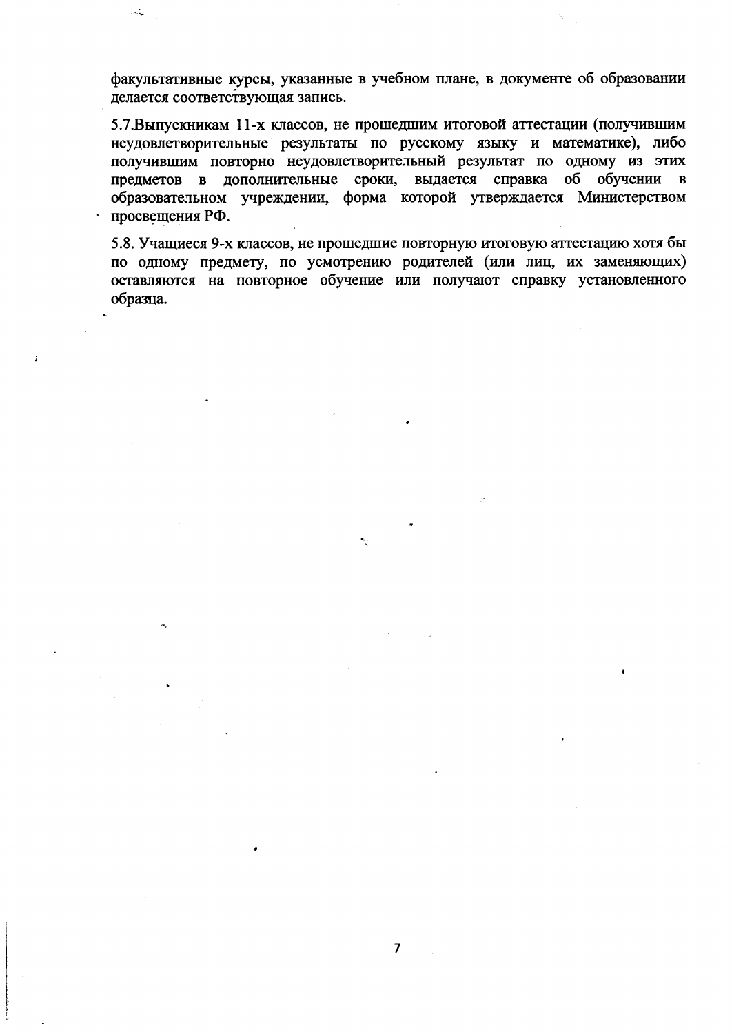факультативные курсы, указанные в учебном плане, в документе об образовании делается соответствующая запись.

5.7.Выпускникам 11-х классов, не прошедшим итоговой аттестации (получившим неудовлетворительные результаты по русскому языку и математике), либо получившим повторно неудовлетворительный результат по одному из этих предметов в дополнительные сроки, выдается справка об обучении в образовательном учреждении, форма которой утверждается Министерством просвещения РФ.

5.8. Учащиеся 9-х классов, не прошедшие повторную итоговую аттестацию хотя бы по одному предмету, по усмотрению родителей (или лиц, их заменяющих) оставляются на повторное обучение или получают справку установленного образца.